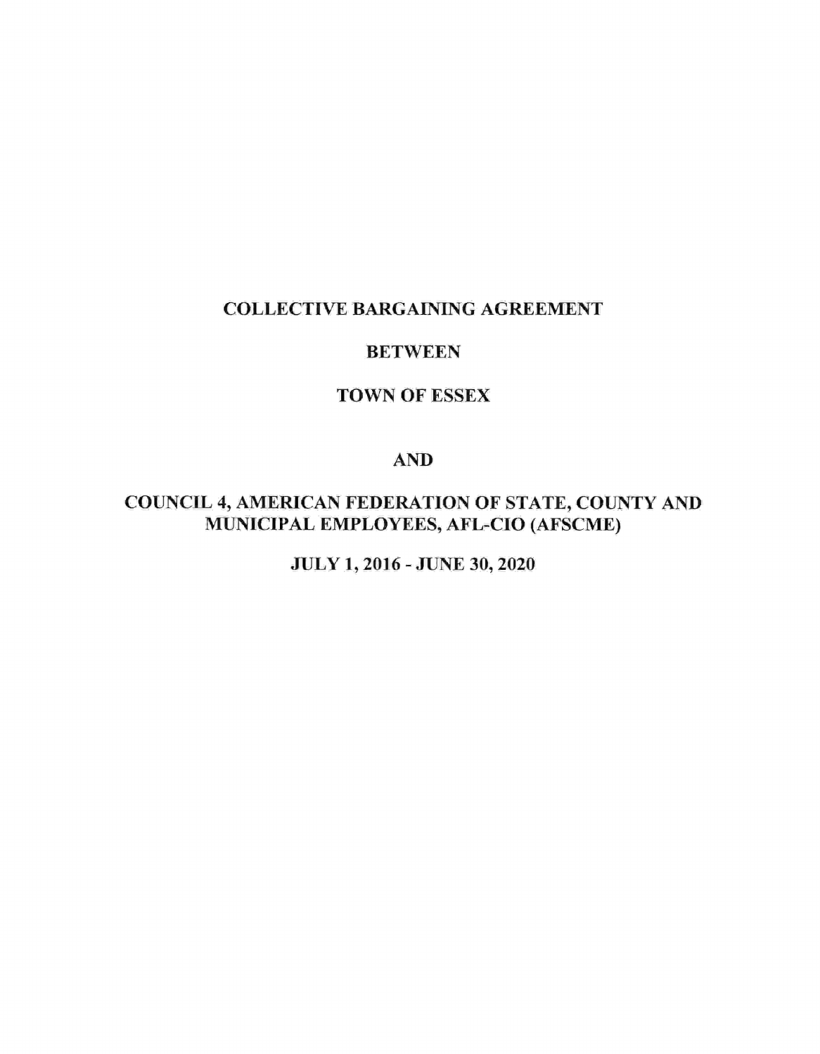# COLLECTIVE BARGAINING AGREEMENT

# BETWEEN

# TOWN OF ESSEX

# AND

# COUNCIL 4, AMERICAN FEDERATION OF STATE, COUNTY AND MUNICIPAL EMPLOYEES, AFL-CIO (AFSCME)

# JULY 1, 2016 - JUNE 30, 2020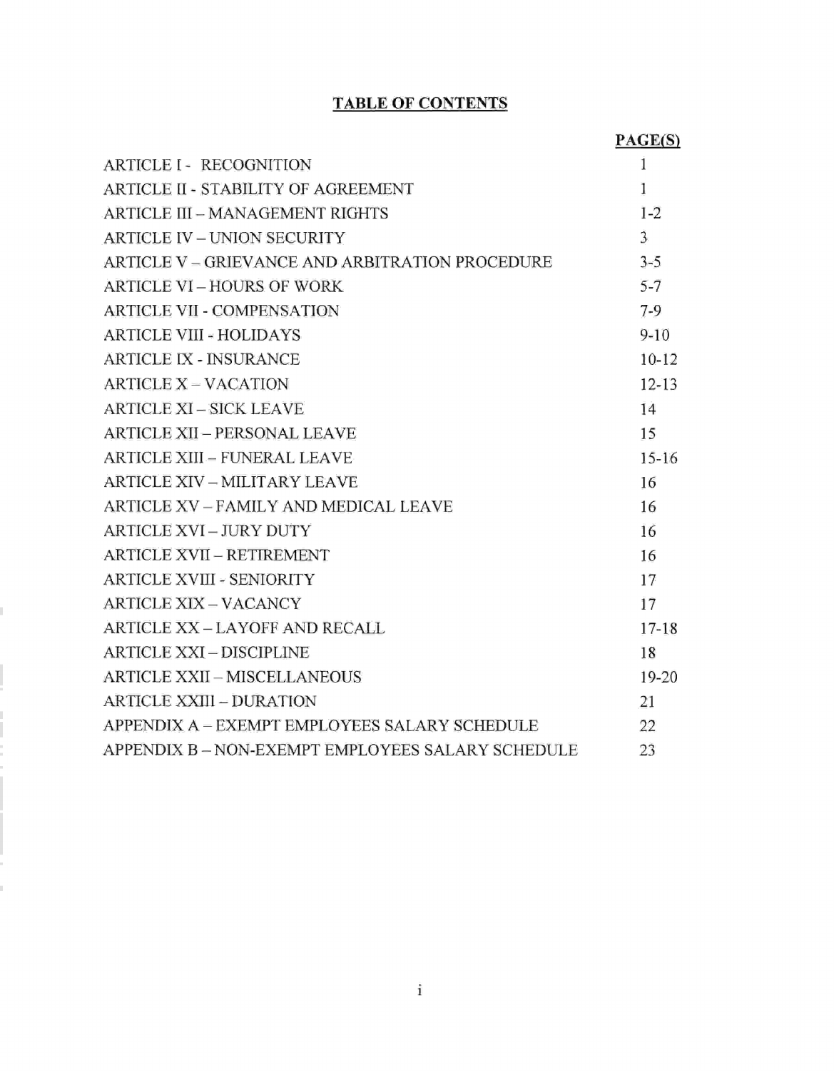# TABLE OF CONTENTS

| | PAGE(S) |
|---|---|
| ARTICLE I - RECOGNITION | 1 |
| ARTICLE II - STABILITY OF AGREEMENT | 1 |
| ARTICLE III – MANAGEMENT RIGHTS | 1-2 |
| ARTICLE IV – UNION SECURITY | 3 |
| ARTICLE V – GRIEVANCE AND ARBITRATION PROCEDURE | 3-5 |
| ARTICLE VI – HOURS OF WORK | 5-7 |
| ARTICLE VII - COMPENSATION | 7-9 |
| ARTICLE VIII - HOLIDAYS | 9-10 |
| ARTICLE IX - INSURANCE | 10-12 |
| ARTICLE X – VACATION | 12-13 |
| ARTICLE XI – SICK LEAVE | 14 |
| ARTICLE XII – PERSONAL LEAVE | 15 |
| ARTICLE XIII – FUNERAL LEAVE | 15-16 |
| ARTICLE XIV – MILITARY LEAVE | 16 |
| ARTICLE XV – FAMILY AND MEDICAL LEAVE | 16 |
| ARTICLE XVI – JURY DUTY | 16 |
| ARTICLE XVII – RETIREMENT | 16 |
| ARTICLE XVIII - SENIORITY | 17 |
| ARTICLE XIX – VACANCY | 17 |
| ARTICLE XX – LAYOFF AND RECALL | 17-18 |
| ARTICLE XXI – DISCIPLINE | 18 |
| ARTICLE XXII – MISCELLANEOUS | 19-20 |
| ARTICLE XXIII – DURATION | 21 |
| APPENDIX A – EXEMPT EMPLOYEES SALARY SCHEDULE | 22 |
| APPENDIX B – NON-EXEMPT EMPLOYEES SALARY SCHEDULE | 23 |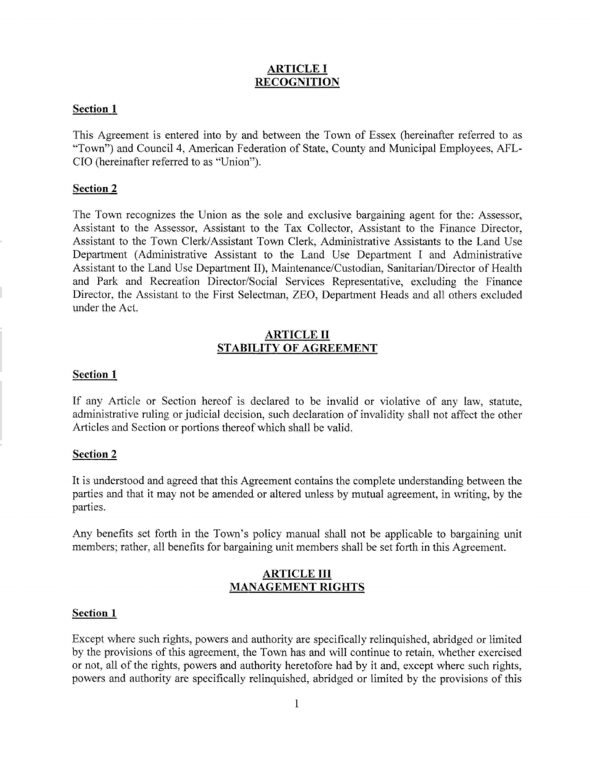## ARTICLE I
## RECOGNITION

### Section 1

This Agreement is entered into by and between the Town of Essex (hereinafter referred to as "Town") and Council 4, American Federation of State, County and Municipal Employees, AFL-CIO (hereinafter referred to as "Union").

### Section 2

The Town recognizes the Union as the sole and exclusive bargaining agent for the: Assessor, Assistant to the Assessor, Assistant to the Tax Collector, Assistant to the Finance Director, Assistant to the Town Clerk/Assistant Town Clerk, Administrative Assistants to the Land Use Department (Administrative Assistant to the Land Use Department I and Administrative Assistant to the Land Use Department II), Maintenance/Custodian, Sanitarian/Director of Health and Park and Recreation Director/Social Services Representative, excluding the Finance Director, the Assistant to the First Selectman, ZEO, Department Heads and all others excluded under the Act.

## ARTICLE II
## STABILITY OF AGREEMENT

### Section 1

If any Article or Section hereof is declared to be invalid or violative of any law, statute, administrative ruling or judicial decision, such declaration of invalidity shall not affect the other Articles and Section or portions thereof which shall be valid.

### Section 2

It is understood and agreed that this Agreement contains the complete understanding between the parties and that it may not be amended or altered unless by mutual agreement, in writing, by the parties.

Any benefits set forth in the Town's policy manual shall not be applicable to bargaining unit members; rather, all benefits for bargaining unit members shall be set forth in this Agreement.

## ARTICLE III
## MANAGEMENT RIGHTS

### Section 1

Except where such rights, powers and authority are specifically relinquished, abridged or limited by the provisions of this agreement, the Town has and will continue to retain, whether exercised or not, all of the rights, powers and authority heretofore had by it and, except where such rights, powers and authority are specifically relinquished, abridged or limited by the provisions of this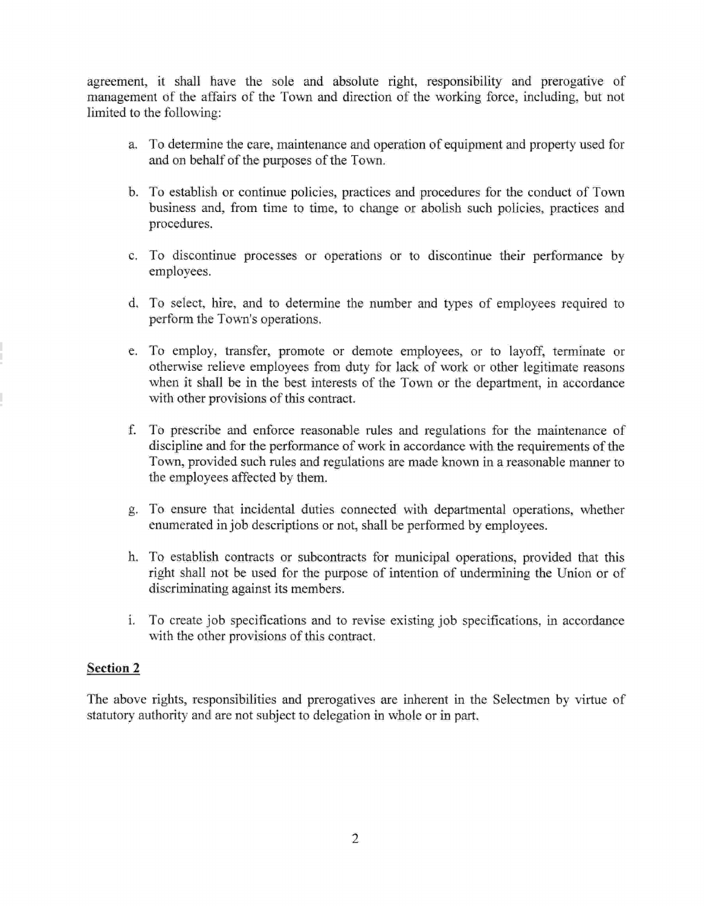agreement, it shall have the sole and absolute right, responsibility and prerogative of management of the affairs of the Town and direction of the working force, including, but not limited to the following:

a. To determine the care, maintenance and operation of equipment and property used for and on behalf of the purposes of the Town.

b. To establish or continue policies, practices and procedures for the conduct of Town business and, from time to time, to change or abolish such policies, practices and procedures.

c. To discontinue processes or operations or to discontinue their performance by employees.

d. To select, hire, and to determine the number and types of employees required to perform the Town's operations.

e. To employ, transfer, promote or demote employees, or to layoff, terminate or otherwise relieve employees from duty for lack of work or other legitimate reasons when it shall be in the best interests of the Town or the department, in accordance with other provisions of this contract.

f. To prescribe and enforce reasonable rules and regulations for the maintenance of discipline and for the performance of work in accordance with the requirements of the Town, provided such rules and regulations are made known in a reasonable manner to the employees affected by them.

g. To ensure that incidental duties connected with departmental operations, whether enumerated in job descriptions or not, shall be performed by employees.

h. To establish contracts or subcontracts for municipal operations, provided that this right shall not be used for the purpose of intention of undermining the Union or of discriminating against its members.

i. To create job specifications and to revise existing job specifications, in accordance with the other provisions of this contract.

**Section 2**

The above rights, responsibilities and prerogatives are inherent in the Selectmen by virtue of statutory authority and are not subject to delegation in whole or in part.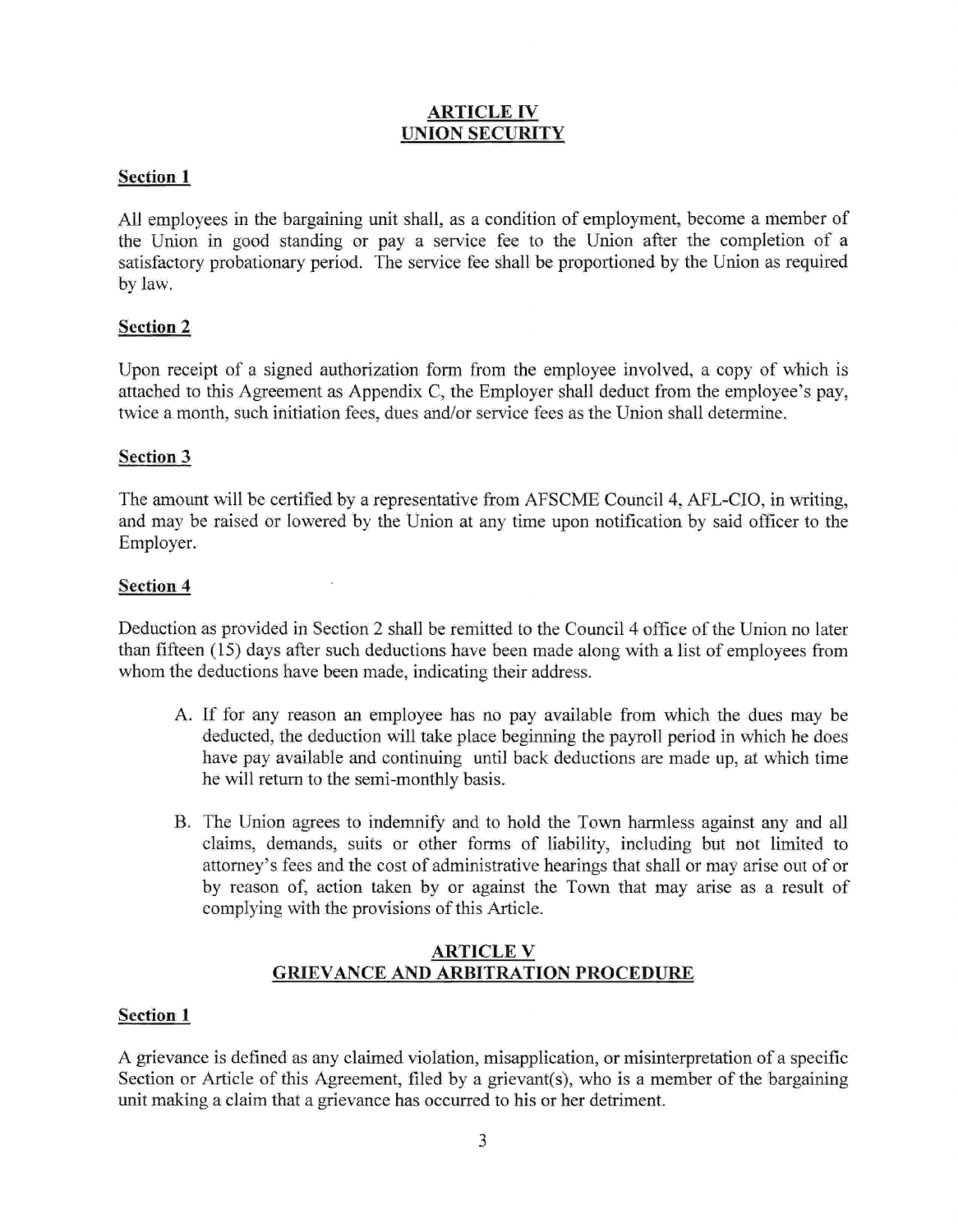## ARTICLE IV
## UNION SECURITY

### Section 1

All employees in the bargaining unit shall, as a condition of employment, become a member of the Union in good standing or pay a service fee to the Union after the completion of a satisfactory probationary period. The service fee shall be proportioned by the Union as required by law.

### Section 2

Upon receipt of a signed authorization form from the employee involved, a copy of which is attached to this Agreement as Appendix C, the Employer shall deduct from the employee's pay, twice a month, such initiation fees, dues and/or service fees as the Union shall determine.

### Section 3

The amount will be certified by a representative from AFSCME Council 4, AFL-CIO, in writing, and may be raised or lowered by the Union at any time upon notification by said officer to the Employer.

### Section 4

Deduction as provided in Section 2 shall be remitted to the Council 4 office of the Union no later than fifteen (15) days after such deductions have been made along with a list of employees from whom the deductions have been made, indicating their address.

A. If for any reason an employee has no pay available from which the dues may be deducted, the deduction will take place beginning the payroll period in which he does have pay available and continuing until back deductions are made up, at which time he will return to the semi-monthly basis.

B. The Union agrees to indemnify and to hold the Town harmless against any and all claims, demands, suits or other forms of liability, including but not limited to attorney's fees and the cost of administrative hearings that shall or may arise out of or by reason of, action taken by or against the Town that may arise as a result of complying with the provisions of this Article.

## ARTICLE V
## GRIEVANCE AND ARBITRATION PROCEDURE

### Section 1

A grievance is defined as any claimed violation, misapplication, or misinterpretation of a specific Section or Article of this Agreement, filed by a grievant(s), who is a member of the bargaining unit making a claim that a grievance has occurred to his or her detriment.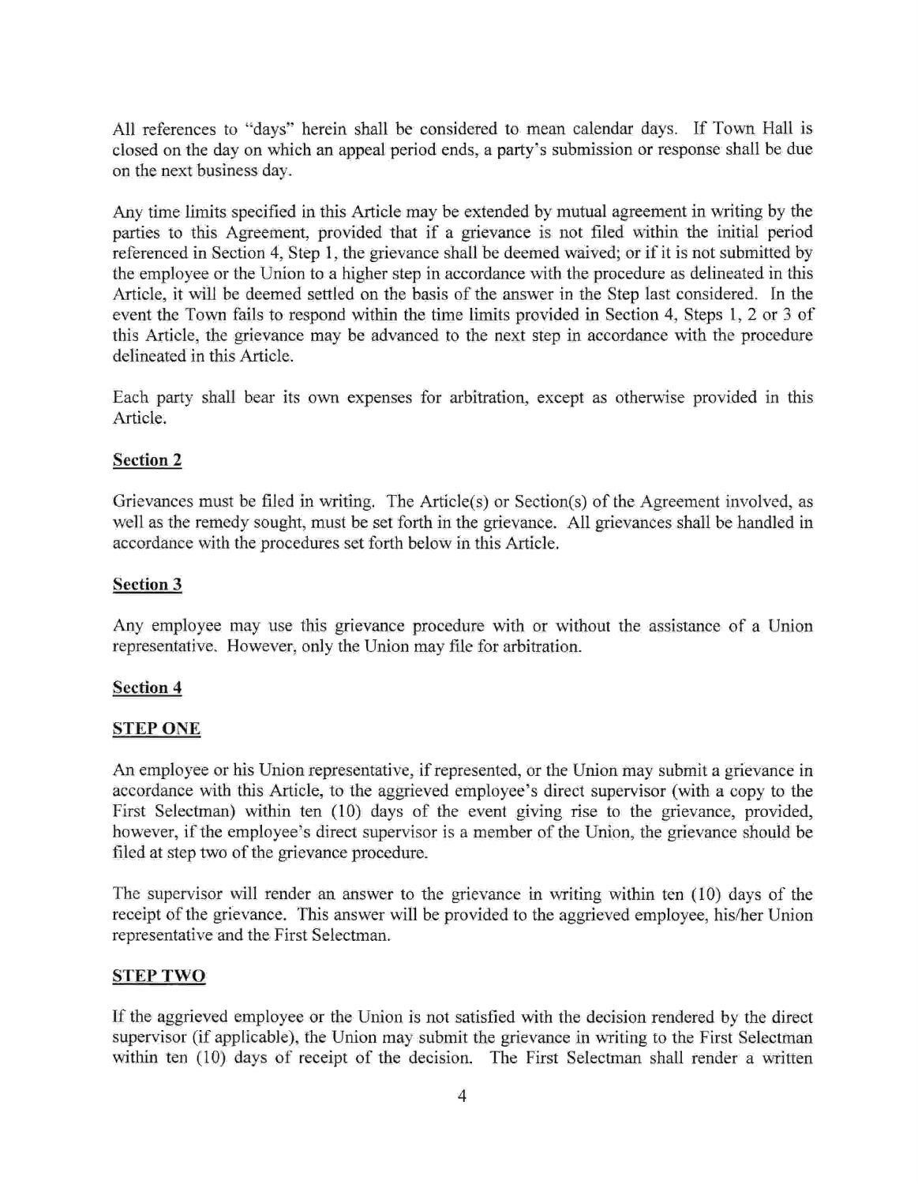All references to "days" herein shall be considered to mean calendar days. If Town Hall is closed on the day on which an appeal period ends, a party's submission or response shall be due on the next business day.

Any time limits specified in this Article may be extended by mutual agreement in writing by the parties to this Agreement, provided that if a grievance is not filed within the initial period referenced in Section 4, Step 1, the grievance shall be deemed waived; or if it is not submitted by the employee or the Union to a higher step in accordance with the procedure as delineated in this Article, it will be deemed settled on the basis of the answer in the Step last considered. In the event the Town fails to respond within the time limits provided in Section 4, Steps 1, 2 or 3 of this Article, the grievance may be advanced to the next step in accordance with the procedure delineated in this Article.

Each party shall bear its own expenses for arbitration, except as otherwise provided in this Article.

**Section 2**

Grievances must be filed in writing. The Article(s) or Section(s) of the Agreement involved, as well as the remedy sought, must be set forth in the grievance. All grievances shall be handled in accordance with the procedures set forth below in this Article.

**Section 3**

Any employee may use this grievance procedure with or without the assistance of a Union representative. However, only the Union may file for arbitration.

**Section 4**

**STEP ONE**

An employee or his Union representative, if represented, or the Union may submit a grievance in accordance with this Article, to the aggrieved employee's direct supervisor (with a copy to the First Selectman) within ten (10) days of the event giving rise to the grievance, provided, however, if the employee's direct supervisor is a member of the Union, the grievance should be filed at step two of the grievance procedure.

The supervisor will render an answer to the grievance in writing within ten (10) days of the receipt of the grievance. This answer will be provided to the aggrieved employee, his/her Union representative and the First Selectman.

**STEP TWO**

If the aggrieved employee or the Union is not satisfied with the decision rendered by the direct supervisor (if applicable), the Union may submit the grievance in writing to the First Selectman within ten (10) days of receipt of the decision. The First Selectman shall render a written